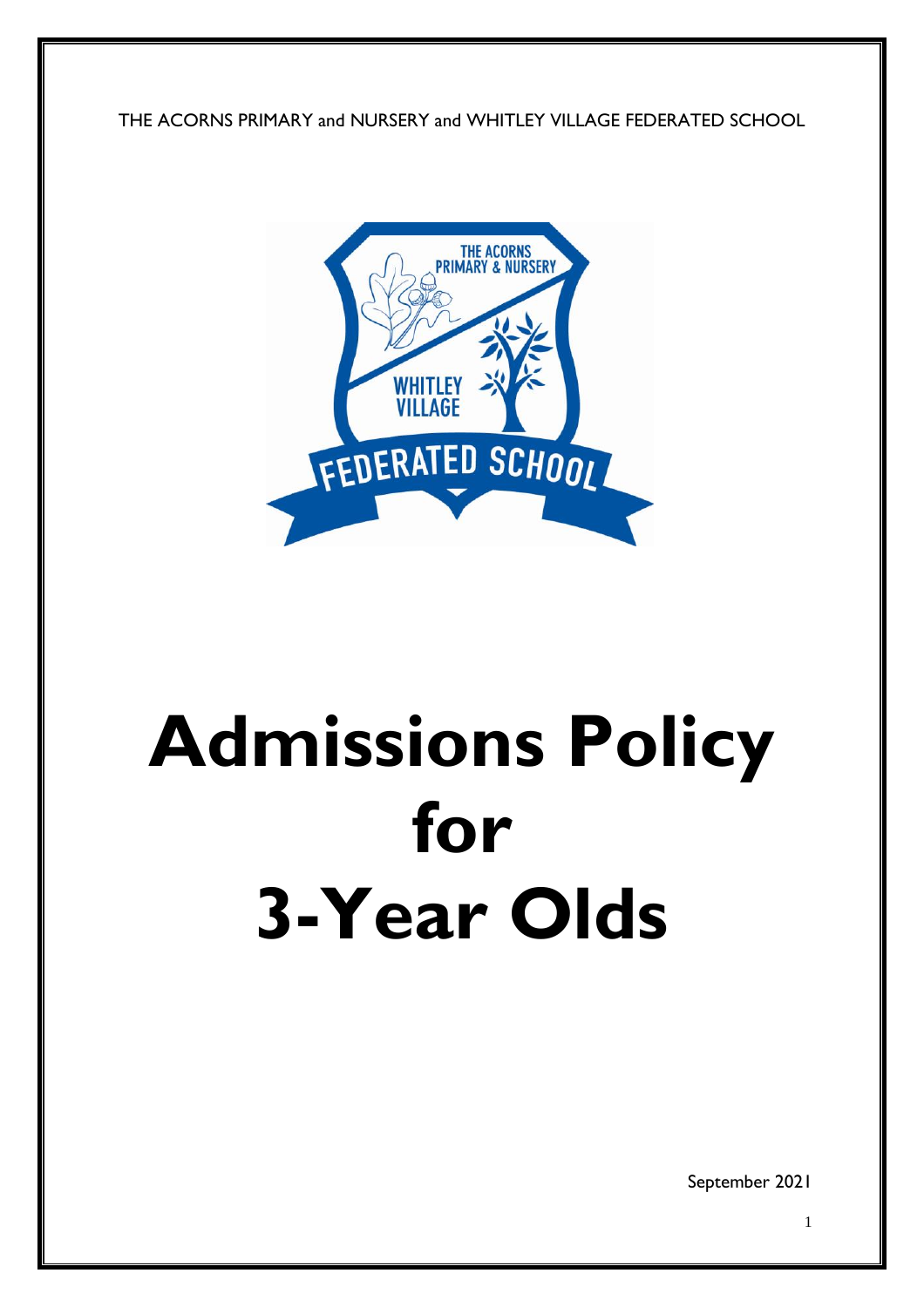THE ACORNS PRIMARY and NURSERY and WHITLEY VILLAGE FEDERATED SCHOOL

# Admissions Policy for 3-Year Olds

September 2021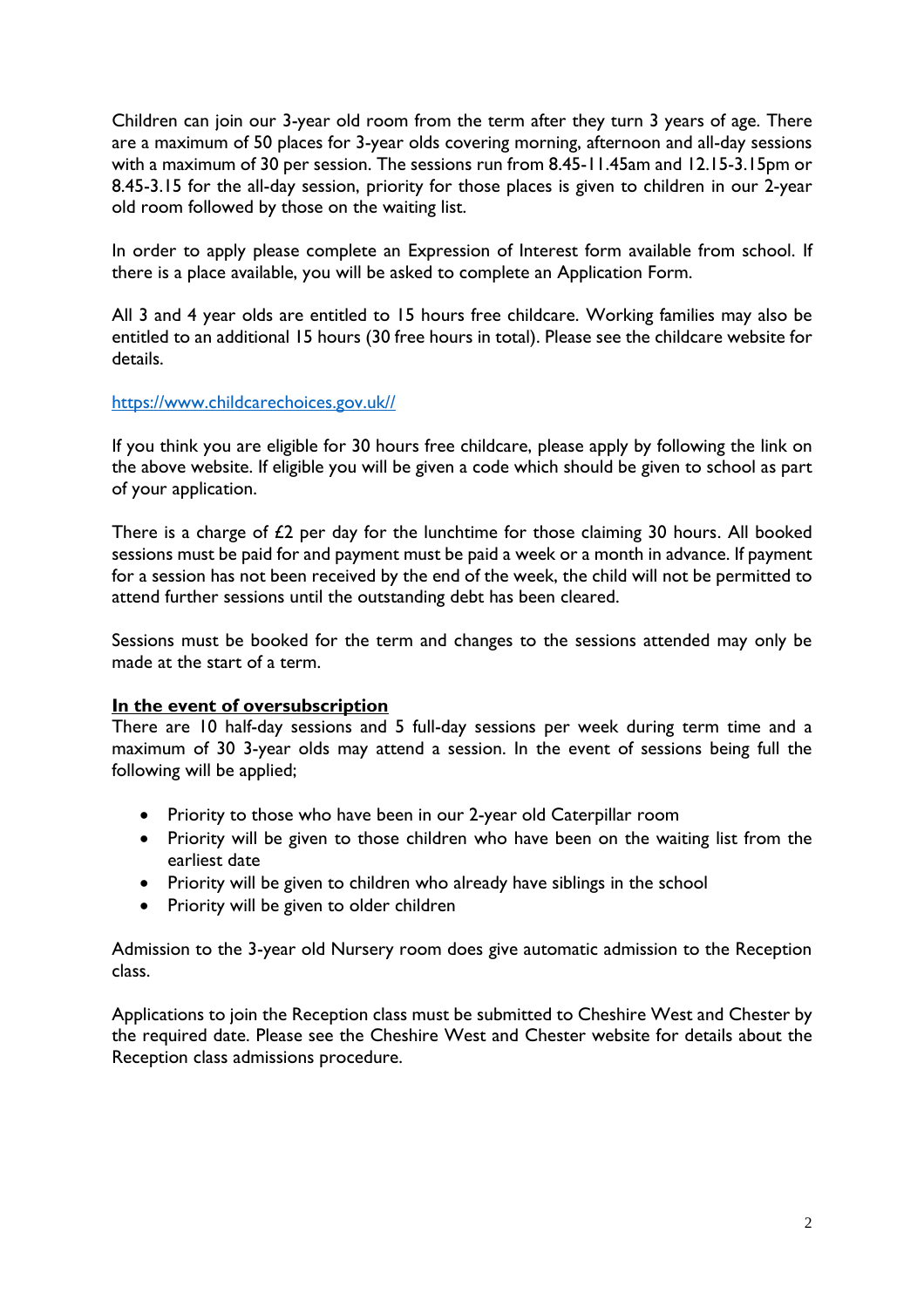Children can join our 3-year old room from the term after they turn 3 years of age. There are a maximum of 50 places for 3-year olds covering morning, afternoon and all-day sessions with a maximum of 30 per session. The sessions run from 8.45-11.45am and 12.15-3.15pm or 8.45-3.15 for the all-day session, priority for those places is given to children in our 2-year old room followed by those on the waiting list.

In order to apply please complete an Expression of Interest form available from school. If there is a place available, you will be asked to complete an Application Form.

All 3 and 4 year olds are entitled to 15 hours free childcare. Working families may also be entitled to an additional 15 hours (30 free hours in total). Please see the childcare website for details.

[https://www.childcarechoices.gov.uk//](https://www.childcarechoices.gov.uk//)

If you think you are eligible for 30 hours free childcare, please apply by following the link on the above website. If eligible you will be given a code which should be given to school as part of your application.

There is a charge of £2 per day for the lunchtime for those claiming 30 hours. All booked sessions must be paid for and payment must be paid a week or a month in advance. If payment for a session has not been received by the end of the week, the child will not be permitted to attend further sessions until the outstanding debt has been cleared.

Sessions must be booked for the term and changes to the sessions attended may only be made at the start of a term.

**In the event of oversubscription**

There are 10 half-day sessions and 5 full-day sessions per week during term time and a maximum of 30 3-year olds may attend a session. In the event of sessions being full the following will be applied;

- Priority to those who have been in our 2-year old Caterpillar room
- Priority will be given to those children who have been on the waiting list from the earliest date
- Priority will be given to children who already have siblings in the school
- Priority will be given to older children

Admission to the 3-year old Nursery room does give automatic admission to the Reception class.

Applications to join the Reception class must be submitted to Cheshire West and Chester by the required date. Please see the Cheshire West and Chester website for details about the Reception class admissions procedure.